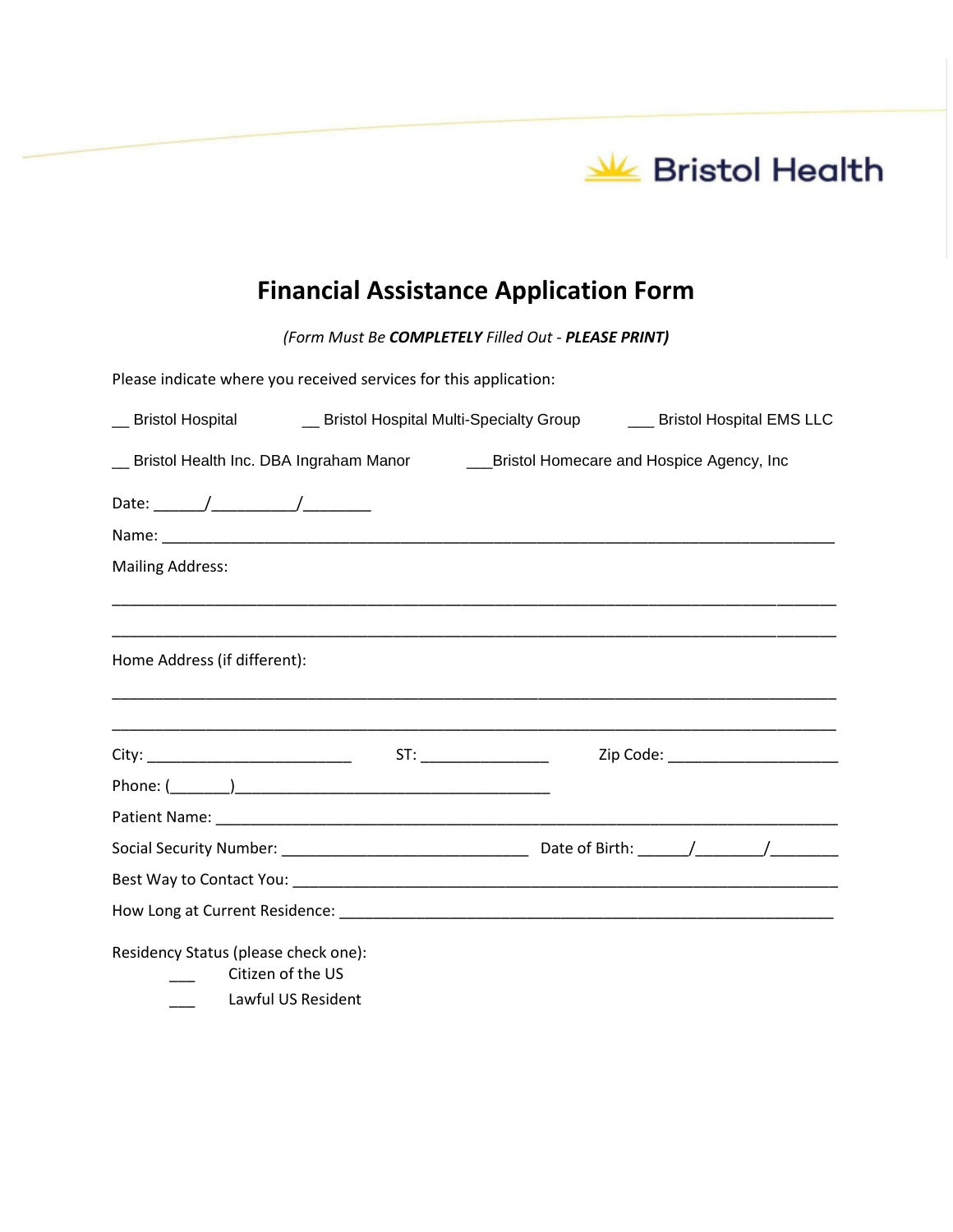Bristol Health

# Financial Assistance Application Form

*(Form Must Be **COMPLETELY** Filled Out - **PLEASE PRINT)***

Please indicate where you received services for this application:

__ Bristol Hospital    __ Bristol Hospital Multi-Specialty Group    ___ Bristol Hospital EMS LLC

__ Bristol Health Inc. DBA Ingraham Manor    ___Bristol Homecare and Hospice Agency, Inc

Date: ______/__________/________

Name: ______________________________________________________________________________

Mailing Address:

______________________________________________________________________________

______________________________________________________________________________

Home Address (if different):

______________________________________________________________________________

______________________________________________________________________________

City: ________________________    ST: _______________    Zip Code: ____________________

Phone: (_______)_____________________________________

Patient Name: ________________________________________________________________________

Social Security Number: _____________________________    Date of Birth: ______/________/________

Best Way to Contact You: ______________________________________________________________

How Long at Current Residence: _________________________________________________________

Residency Status (please check one):

___ Citizen of the US

___ Lawful US Resident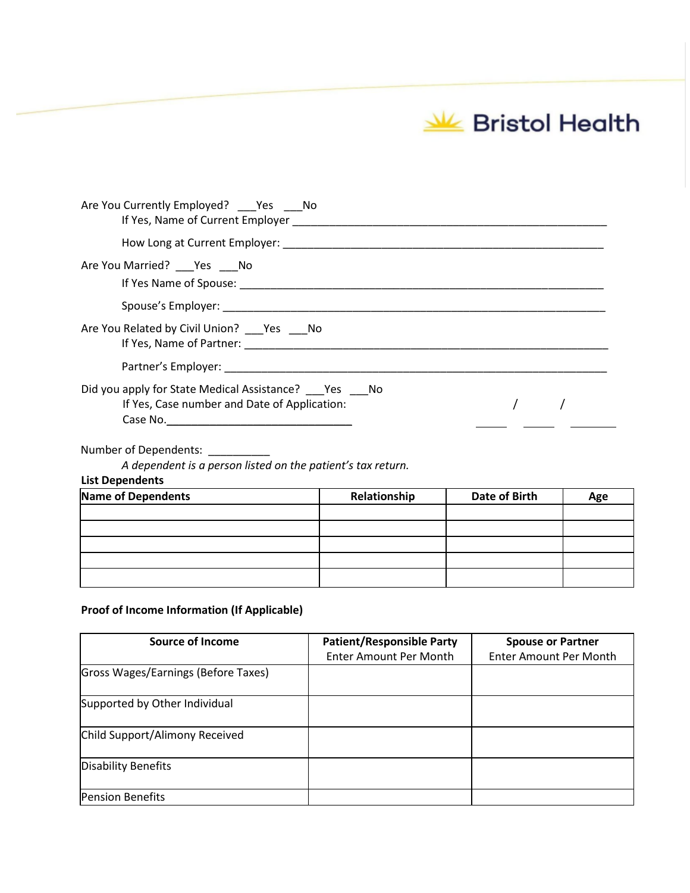Bristol Health

Are You Currently Employed? ___Yes ___No

If Yes, Name of Current Employer ____________________________________________________

How Long at Current Employer: ____________________________________________________

Are You Married? ___Yes ___No

If Yes Name of Spouse: ____________________________________________________

Spouse's Employer: ____________________________________________________

Are You Related by Civil Union? ___Yes ___No

If Yes, Name of Partner: ____________________________________________________

Partner's Employer: ____________________________________________________

Did you apply for State Medical Assistance? ___Yes ___No

If Yes, Case number and Date of Application: _____ / _____ / ________

Case No.______________________________

Number of Dependents: __________

*A dependent is a person listed on the patient's tax return.*

**List Dependents**

| Name of Dependents | Relationship | Date of Birth | Age |
|---|---|---|---|
| | | | |
| | | | |
| | | | |
| | | | |
| | | | |

**Proof of Income Information (If Applicable)**

| Source of Income | Patient/Responsible Party Enter Amount Per Month | Spouse or Partner Enter Amount Per Month |
|---|---|---|
| Gross Wages/Earnings (Before Taxes) | | |
| Supported by Other Individual | | |
| Child Support/Alimony Received | | |
| Disability Benefits | | |
| Pension Benefits | | |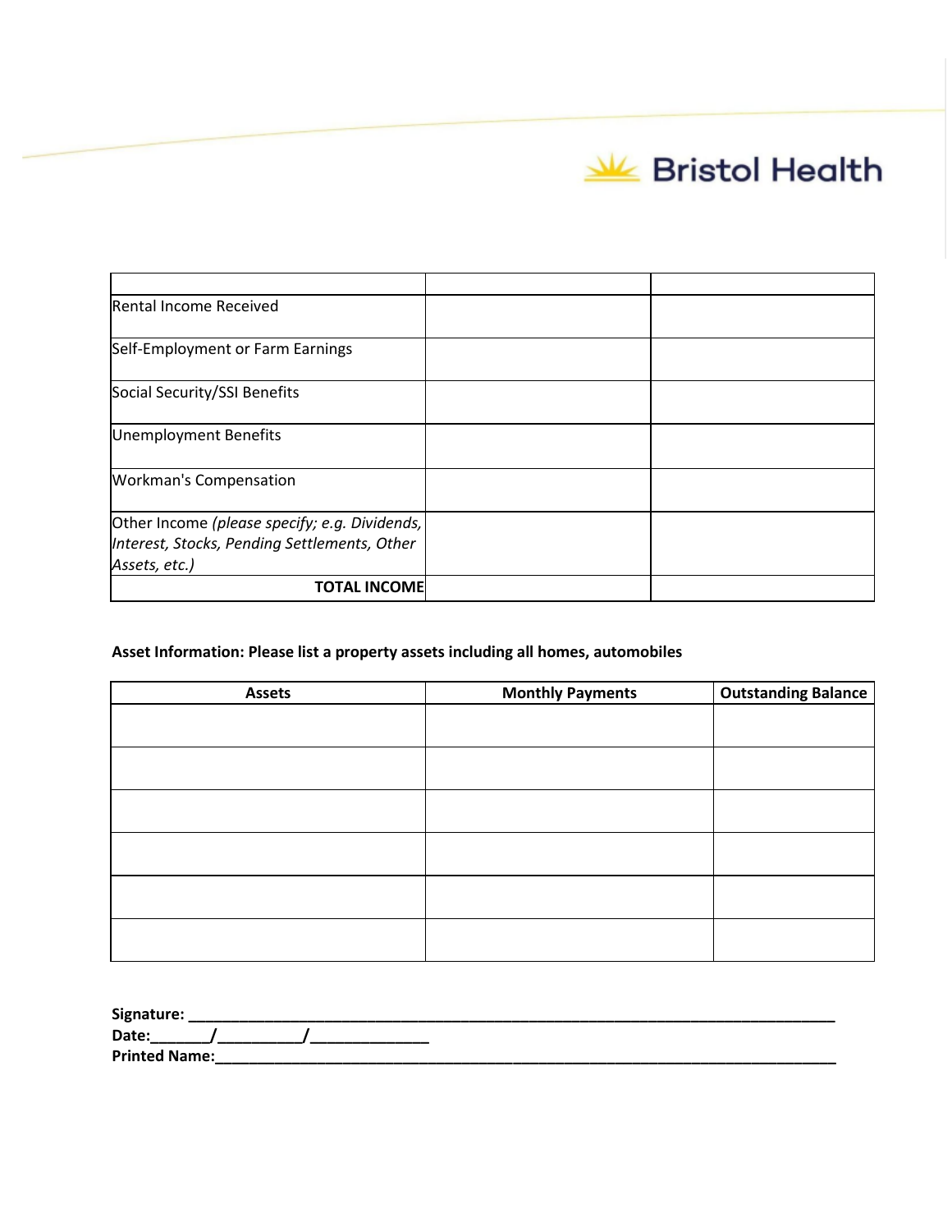Bristol Health

| | | |
|---|---|---|
| Rental Income Received | | |
| Self-Employment or Farm Earnings | | |
| Social Security/SSI Benefits | | |
| Unemployment Benefits | | |
| Workman's Compensation | | |
| Other Income *(please specify; e.g. Dividends, Interest, Stocks, Pending Settlements, Other Assets, etc.)* | | |
| **TOTAL INCOME** | | |

**Asset Information: Please list a property assets including all homes, automobiles**

| Assets | Monthly Payments | Outstanding Balance |
|---|---|---|
| | | |
| | | |
| | | |
| | | |
| | | |
| | | |

**Signature: ___________________________________________________________________________**
**Date:_______/__________/______________**
**Printed Name:_________________________________________________________________________**